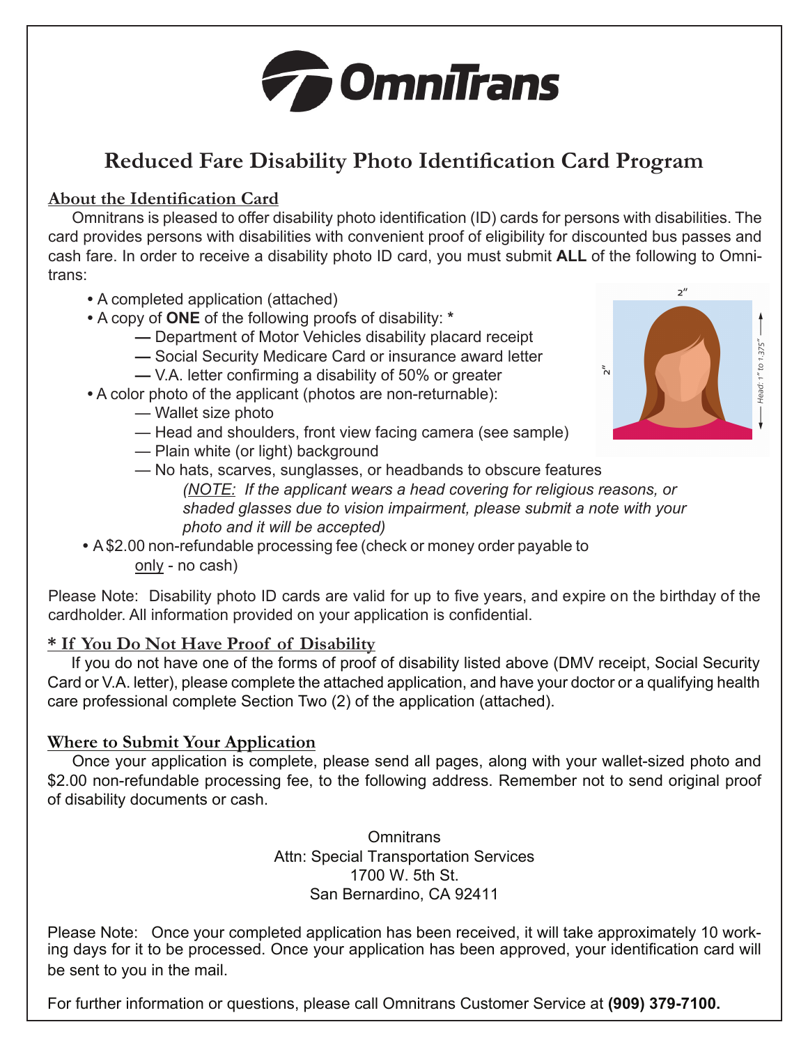# OmniTrans

## Reduced Fare Disability Photo Identification Card Program

### About the Identification Card

Omnitrans is pleased to offer disability photo identification (ID) cards for persons with disabilities. The card provides persons with disabilities with convenient proof of eligibility for discounted bus passes and cash fare. In order to receive a disability photo ID card, you must submit **ALL** of the following to Omnitrans:

- A completed application (attached)
- A copy of **ONE** of the following proofs of disability: *
  - — Department of Motor Vehicles disability placard receipt
  - — Social Security Medicare Card or insurance award letter
  - — V.A. letter confirming a disability of 50% or greater
- A color photo of the applicant (photos are non-returnable):
  - — Wallet size photo
  - — Head and shoulders, front view facing camera (see sample)
  - — Plain white (or light) background
  - — No hats, scarves, sunglasses, or headbands to obscure features

    *(NOTE: If the applicant wears a head covering for religious reasons, or shaded glasses due to vision impairment, please submit a note with your photo and it will be accepted)*
- A $2.00 non-refundable processing fee (check or money order payable to <u>only</u> - no cash)

2″ × 2″ — Head: 1″ to 1.375″

Please Note: Disability photo ID cards are valid for up to five years, and expire on the birthday of the cardholder. All information provided on your application is confidential.

### * If You Do Not Have Proof of Disability

If you do not have one of the forms of proof of disability listed above (DMV receipt, Social Security Card or V.A. letter), please complete the attached application, and have your doctor or a qualifying health care professional complete Section Two (2) of the application (attached).

### Where to Submit Your Application

Once your application is complete, please send all pages, along with your wallet-sized photo and $2.00 non-refundable processing fee, to the following address. Remember not to send original proof of disability documents or cash.

Omnitrans
Attn: Special Transportation Services
1700 W. 5th St.
San Bernardino, CA 92411

Please Note: Once your completed application has been received, it will take approximately 10 working days for it to be processed. Once your application has been approved, your identification card will be sent to you in the mail.

For further information or questions, please call Omnitrans Customer Service at **(909) 379-7100.**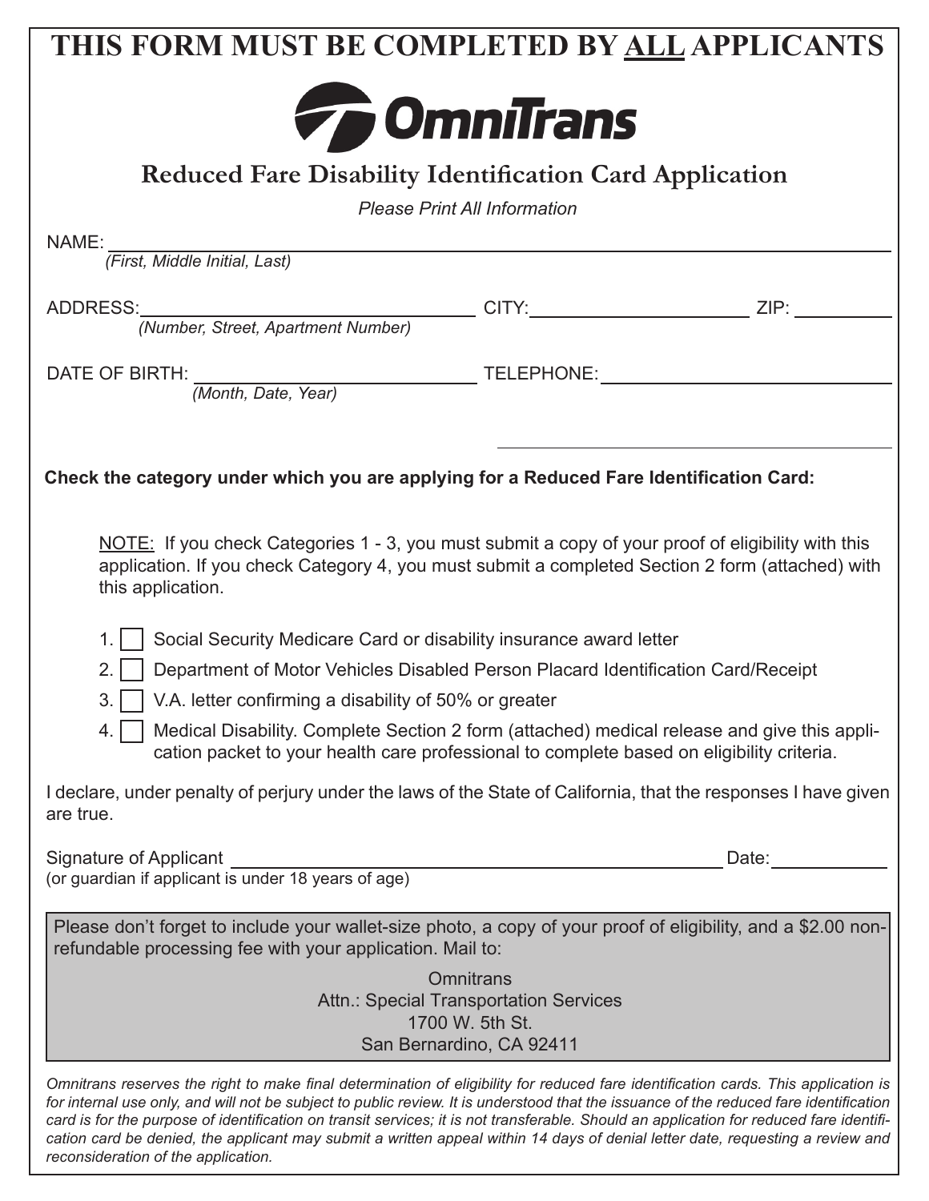# THIS FORM MUST BE COMPLETED BY ALL APPLICANTS

**OmniTrans**

## Reduced Fare Disability Identification Card Application

*Please Print All Information*

NAME: ______________________________________________
*(First, Middle Initial, Last)*

ADDRESS: ______________________________ CITY: ____________________ ZIP: __________
*(Number, Street, Apartment Number)*

DATE OF BIRTH: __________________________ TELEPHONE: __________________________
*(Month, Date, Year)*

**Check the category under which you are applying for a Reduced Fare Identification Card:**

NOTE: If you check Categories 1 - 3, you must submit a copy of your proof of eligibility with this application. If you check Category 4, you must submit a completed Section 2 form (attached) with this application.

1. ☐ Social Security Medicare Card or disability insurance award letter
2. ☐ Department of Motor Vehicles Disabled Person Placard Identification Card/Receipt
3. ☐ V.A. letter confirming a disability of 50% or greater
4. ☐ Medical Disability. Complete Section 2 form (attached) medical release and give this application packet to your health care professional to complete based on eligibility criteria.

I declare, under penalty of perjury under the laws of the State of California, that the responses I have given are true.

Signature of Applicant ______________________________________________ Date: ____________
(or guardian if applicant is under 18 years of age)

Please don't forget to include your wallet-size photo, a copy of your proof of eligibility, and a $2.00 non-refundable processing fee with your application. Mail to:

Omnitrans
Attn.: Special Transportation Services
1700 W. 5th St.
San Bernardino, CA 92411

*Omnitrans reserves the right to make final determination of eligibility for reduced fare identification cards. This application is for internal use only, and will not be subject to public review. It is understood that the issuance of the reduced fare identification card is for the purpose of identification on transit services; it is not transferable. Should an application for reduced fare identification card be denied, the applicant may submit a written appeal within 14 days of denial letter date, requesting a review and reconsideration of the application.*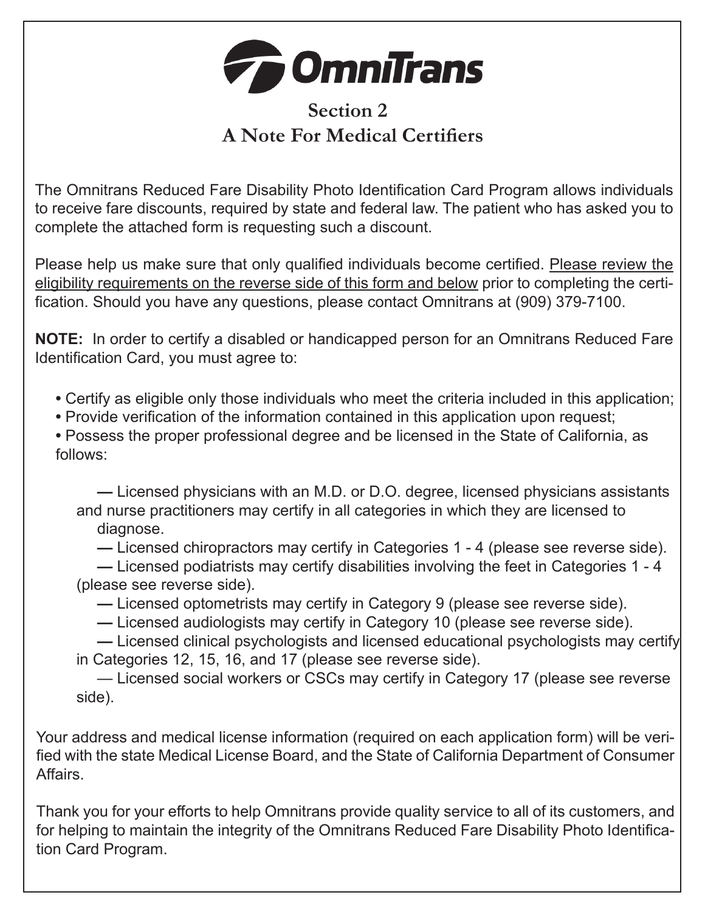# OmniTrans

## Section 2
## A Note For Medical Certifiers

The Omnitrans Reduced Fare Disability Photo Identification Card Program allows individuals to receive fare discounts, required by state and federal law. The patient who has asked you to complete the attached form is requesting such a discount.

Please help us make sure that only qualified individuals become certified. Please review the eligibility requirements on the reverse side of this form and below prior to completing the certification. Should you have any questions, please contact Omnitrans at (909) 379-7100.

**NOTE:** In order to certify a disabled or handicapped person for an Omnitrans Reduced Fare Identification Card, you must agree to:

- Certify as eligible only those individuals who meet the criteria included in this application;
- Provide verification of the information contained in this application upon request;
- Possess the proper professional degree and be licensed in the State of California, as follows:

  — Licensed physicians with an M.D. or D.O. degree, licensed physicians assistants and nurse practitioners may certify in all categories in which they are licensed to diagnose.

  — Licensed chiropractors may certify in Categories 1 - 4 (please see reverse side).

  — Licensed podiatrists may certify disabilities involving the feet in Categories 1 - 4 (please see reverse side).

  — Licensed optometrists may certify in Category 9 (please see reverse side).

  — Licensed audiologists may certify in Category 10 (please see reverse side).

  — Licensed clinical psychologists and licensed educational psychologists may certify in Categories 12, 15, 16, and 17 (please see reverse side).

  — Licensed social workers or CSCs may certify in Category 17 (please see reverse side).

Your address and medical license information (required on each application form) will be verified with the state Medical License Board, and the State of California Department of Consumer Affairs.

Thank you for your efforts to help Omnitrans provide quality service to all of its customers, and for helping to maintain the integrity of the Omnitrans Reduced Fare Disability Photo Identification Card Program.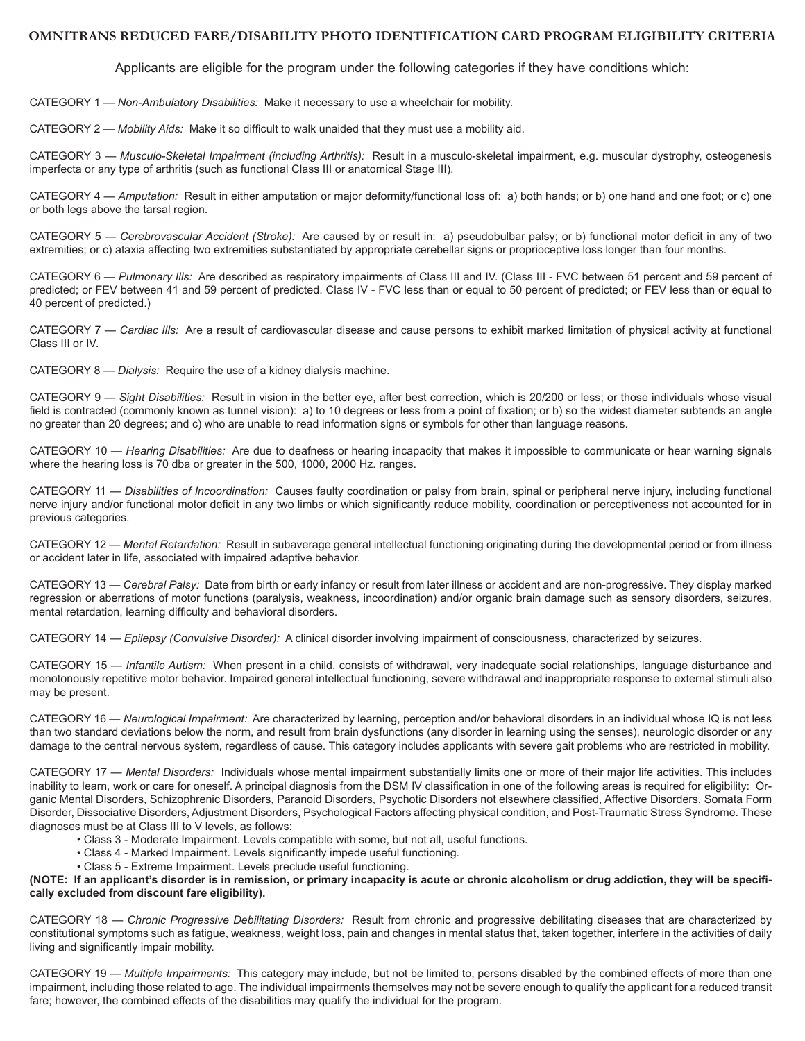# OMNITRANS REDUCED FARE/DISABILITY PHOTO IDENTIFICATION CARD PROGRAM ELIGIBILITY CRITERIA

Applicants are eligible for the program under the following categories if they have conditions which:

CATEGORY 1 — *Non-Ambulatory Disabilities:* Make it necessary to use a wheelchair for mobility.

CATEGORY 2 — *Mobility Aids:* Make it so difficult to walk unaided that they must use a mobility aid.

CATEGORY 3 — *Musculo-Skeletal Impairment (including Arthritis):* Result in a musculo-skeletal impairment, e.g. muscular dystrophy, osteogenesis imperfecta or any type of arthritis (such as functional Class III or anatomical Stage III).

CATEGORY 4 — *Amputation:* Result in either amputation or major deformity/functional loss of: a) both hands; or b) one hand and one foot; or c) one or both legs above the tarsal region.

CATEGORY 5 — *Cerebrovascular Accident (Stroke):* Are caused by or result in: a) pseudobulbar palsy; or b) functional motor deficit in any of two extremities; or c) ataxia affecting two extremities substantiated by appropriate cerebellar signs or proprioceptive loss longer than four months.

CATEGORY 6 — *Pulmonary Ills:* Are described as respiratory impairments of Class III and IV. (Class III - FVC between 51 percent and 59 percent of predicted; or FEV between 41 and 59 percent of predicted. Class IV - FVC less than or equal to 50 percent of predicted; or FEV less than or equal to 40 percent of predicted.)

CATEGORY 7 — *Cardiac Ills:* Are a result of cardiovascular disease and cause persons to exhibit marked limitation of physical activity at functional Class III or IV.

CATEGORY 8 — *Dialysis:* Require the use of a kidney dialysis machine.

CATEGORY 9 — *Sight Disabilities:* Result in vision in the better eye, after best correction, which is 20/200 or less; or those individuals whose visual field is contracted (commonly known as tunnel vision): a) to 10 degrees or less from a point of fixation; or b) so the widest diameter subtends an angle no greater than 20 degrees; and c) who are unable to read information signs or symbols for other than language reasons.

CATEGORY 10 — *Hearing Disabilities:* Are due to deafness or hearing incapacity that makes it impossible to communicate or hear warning signals where the hearing loss is 70 dba or greater in the 500, 1000, 2000 Hz. ranges.

CATEGORY 11 — *Disabilities of Incoordination:* Causes faulty coordination or palsy from brain, spinal or peripheral nerve injury, including functional nerve injury and/or functional motor deficit in any two limbs or which significantly reduce mobility, coordination or perceptiveness not accounted for in previous categories.

CATEGORY 12 — *Mental Retardation:* Result in subaverage general intellectual functioning originating during the developmental period or from illness or accident later in life, associated with impaired adaptive behavior.

CATEGORY 13 — *Cerebral Palsy:* Date from birth or early infancy or result from later illness or accident and are non-progressive. They display marked regression or aberrations of motor functions (paralysis, weakness, incoordination) and/or organic brain damage such as sensory disorders, seizures, mental retardation, learning difficulty and behavioral disorders.

CATEGORY 14 — *Epilepsy (Convulsive Disorder):* A clinical disorder involving impairment of consciousness, characterized by seizures.

CATEGORY 15 — *Infantile Autism:* When present in a child, consists of withdrawal, very inadequate social relationships, language disturbance and monotonously repetitive motor behavior. Impaired general intellectual functioning, severe withdrawal and inappropriate response to external stimuli also may be present.

CATEGORY 16 — *Neurological Impairment:* Are characterized by learning, perception and/or behavioral disorders in an individual whose IQ is not less than two standard deviations below the norm, and result from brain dysfunctions (any disorder in learning using the senses), neurologic disorder or any damage to the central nervous system, regardless of cause. This category includes applicants with severe gait problems who are restricted in mobility.

CATEGORY 17 — *Mental Disorders:* Individuals whose mental impairment substantially limits one or more of their major life activities. This includes inability to learn, work or care for oneself. A principal diagnosis from the DSM IV classification in one of the following areas is required for eligibility: Organic Mental Disorders, Schizophrenic Disorders, Paranoid Disorders, Psychotic Disorders not elsewhere classified, Affective Disorders, Somata Form Disorder, Dissociative Disorders, Adjustment Disorders, Psychological Factors affecting physical condition, and Post-Traumatic Stress Syndrome. These diagnoses must be at Class III to V levels, as follows:

- Class 3 - Moderate Impairment. Levels compatible with some, but not all, useful functions.
- Class 4 - Marked Impairment. Levels significantly impede useful functioning.
- Class 5 - Extreme Impairment. Levels preclude useful functioning.

**(NOTE: If an applicant's disorder is in remission, or primary incapacity is acute or chronic alcoholism or drug addiction, they will be specifically excluded from discount fare eligibility).**

CATEGORY 18 — *Chronic Progressive Debilitating Disorders:* Result from chronic and progressive debilitating diseases that are characterized by constitutional symptoms such as fatigue, weakness, weight loss, pain and changes in mental status that, taken together, interfere in the activities of daily living and significantly impair mobility.

CATEGORY 19 — *Multiple Impairments:* This category may include, but not be limited to, persons disabled by the combined effects of more than one impairment, including those related to age. The individual impairments themselves may not be severe enough to qualify the applicant for a reduced transit fare; however, the combined effects of the disabilities may qualify the individual for the program.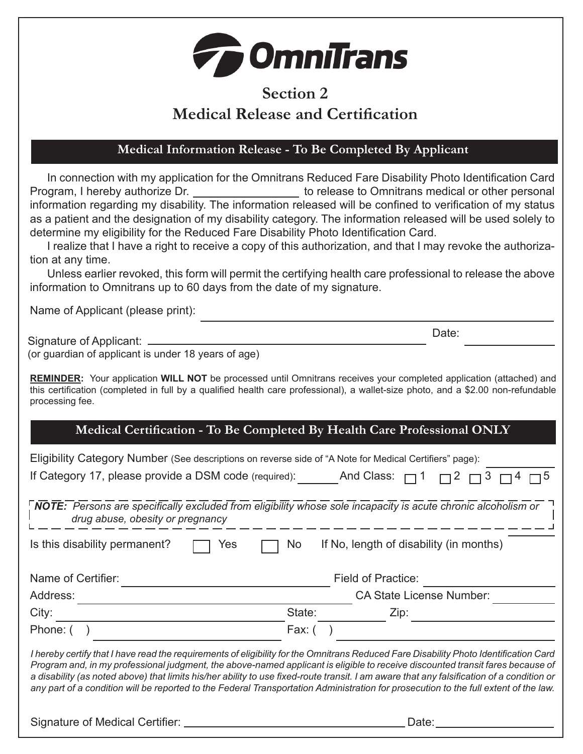# OmniTrans

## Section 2
## Medical Release and Certification

### Medical Information Release - To Be Completed By Applicant

In connection with my application for the Omnitrans Reduced Fare Disability Photo Identification Card Program, I hereby authorize Dr. ________________ to release to Omnitrans medical or other personal information regarding my disability. The information released will be confined to verification of my status as a patient and the designation of my disability category. The information released will be used solely to determine my eligibility for the Reduced Fare Disability Photo Identification Card.

I realize that I have a right to receive a copy of this authorization, and that I may revoke the authorization at any time.

Unless earlier revoked, this form will permit the certifying health care professional to release the above information to Omnitrans up to 60 days from the date of my signature.

Name of Applicant (please print): ________________________________

Signature of Applicant: ________________________________ Date: ____________
(or guardian of applicant is under 18 years of age)

**REMINDER:** Your application **WILL NOT** be processed until Omnitrans receives your completed application (attached) and this certification (completed in full by a qualified health care professional), a wallet-size photo, and a $2.00 non-refundable processing fee.

### Medical Certification - To Be Completed By Health Care Professional ONLY

Eligibility Category Number (See descriptions on reverse side of "A Note for Medical Certifiers" page): ____________

If Category 17, please provide a DSM code (required): ________ And Class: ☐ 1 ☐ 2 ☐ 3 ☐ 4 ☐ 5

***NOTE:** Persons are specifically excluded from eligibility whose sole incapacity is acute chronic alcoholism or drug abuse, obesity or pregnancy*

Is this disability permanent? ☐ Yes ☐ No If No, length of disability (in months) ________

Name of Certifier: ____________________ Field of Practice: ____________________

Address: ____________________ CA State License Number: ____________

City: ____________________ State: ________ Zip: ____________

Phone: ( ) ____________________ Fax: ( ) ____________________

*I hereby certify that I have read the requirements of eligibility for the Omnitrans Reduced Fare Disability Photo Identification Card Program and, in my professional judgment, the above-named applicant is eligible to receive discounted transit fares because of a disability (as noted above) that limits his/her ability to use fixed-route transit. I am aware that any falsification of a condition or any part of a condition will be reported to the Federal Transportation Administration for prosecution to the full extent of the law.*

Signature of Medical Certifier: ________________________________ Date: ____________